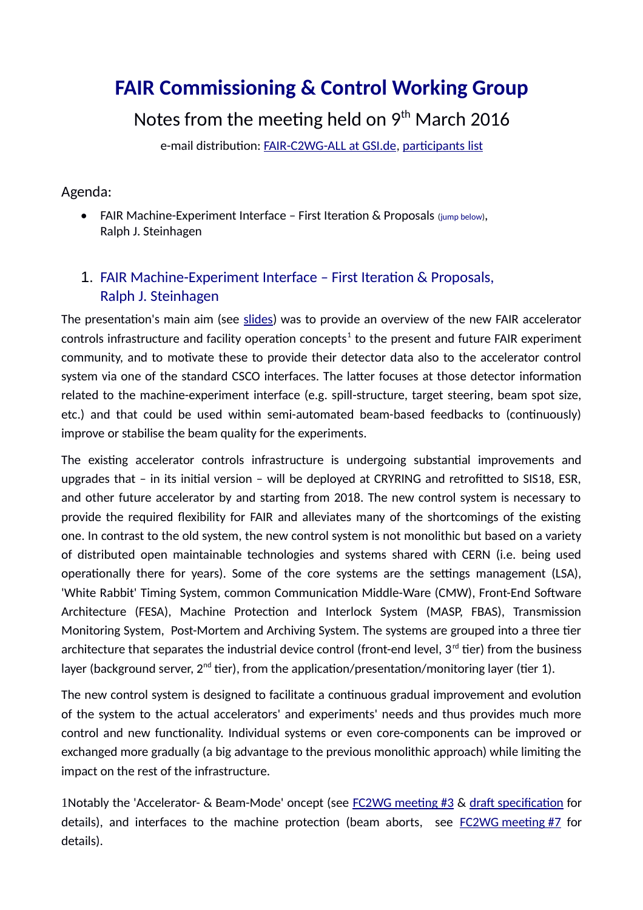# FAIR Commissioning & Control Working Group

## Notes from the meeting held on 9th March 2016

e-mail distribution: FAIR-C2WG-ALL at GSI.de, participants list

Agenda:

- FAIR Machine-Experiment Interface – First Iteration & Proposals (jump below), Ralph J. Steinhagen

### 1. FAIR Machine-Experiment Interface – First Iteration & Proposals, Ralph J. Steinhagen

The presentation's main aim (see slides) was to provide an overview of the new FAIR accelerator controls infrastructure and facility operation concepts[1] to the present and future FAIR experiment community, and to motivate these to provide their detector data also to the accelerator control system via one of the standard CSCO interfaces. The latter focuses at those detector information related to the machine-experiment interface (e.g. spill-structure, target steering, beam spot size, etc.) and that could be used within semi-automated beam-based feedbacks to (continuously) improve or stabilise the beam quality for the experiments.

The existing accelerator controls infrastructure is undergoing substantial improvements and upgrades that – in its initial version – will be deployed at CRYRING and retrofitted to SIS18, ESR, and other future accelerator by and starting from 2018. The new control system is necessary to provide the required flexibility for FAIR and alleviates many of the shortcomings of the existing one. In contrast to the old system, the new control system is not monolithic but based on a variety of distributed open maintainable technologies and systems shared with CERN (i.e. being used operationally there for years). Some of the core systems are the settings management (LSA), 'White Rabbit' Timing System, common Communication Middle-Ware (CMW), Front-End Software Architecture (FESA), Machine Protection and Interlock System (MASP, FBAS), Transmission Monitoring System, Post-Mortem and Archiving System. The systems are grouped into a three tier architecture that separates the industrial device control (front-end level, 3rd tier) from the business layer (background server, 2nd tier), from the application/presentation/monitoring layer (tier 1).

The new control system is designed to facilitate a continuous gradual improvement and evolution of the system to the actual accelerators' and experiments' needs and thus provides much more control and new functionality. Individual systems or even core-components can be improved or exchanged more gradually (a big advantage to the previous monolithic approach) while limiting the impact on the rest of the infrastructure.

1Notably the 'Accelerator- & Beam-Mode' oncept (see FC2WG meeting #3 & draft specification for details), and interfaces to the machine protection (beam aborts, see FC2WG meeting #7 for details).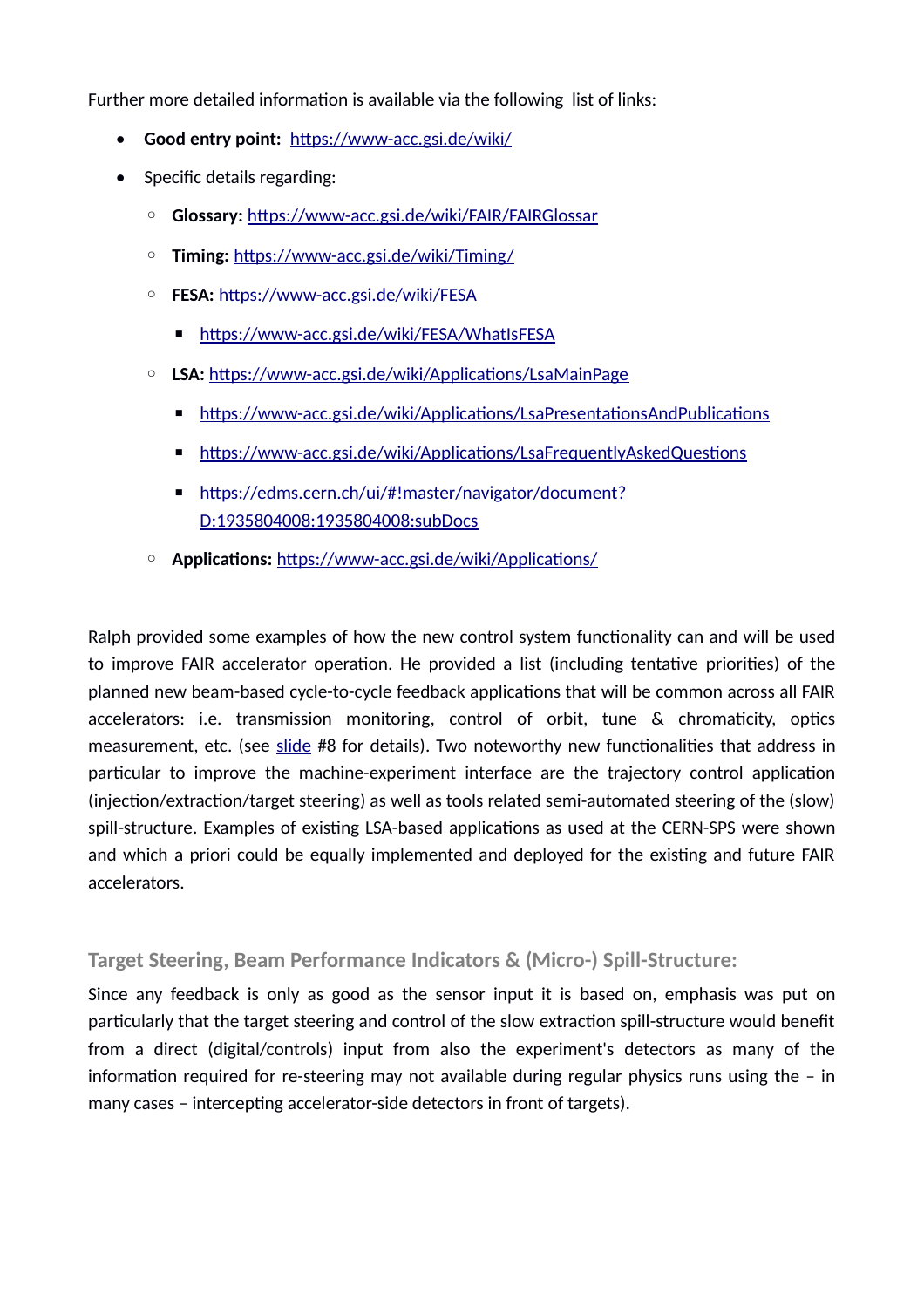Further more detailed information is available via the following list of links:

- **Good entry point:** https://www-acc.gsi.de/wiki/
- Specific details regarding:
  - **Glossary:** https://www-acc.gsi.de/wiki/FAIR/FAIRGlossar
  - **Timing:** https://www-acc.gsi.de/wiki/Timing/
  - **FESA:** https://www-acc.gsi.de/wiki/FESA
    - https://www-acc.gsi.de/wiki/FESA/WhatIsFESA
  - **LSA:** https://www-acc.gsi.de/wiki/Applications/LsaMainPage
    - https://www-acc.gsi.de/wiki/Applications/LsaPresentationsAndPublications
    - https://www-acc.gsi.de/wiki/Applications/LsaFrequentlyAskedQuestions
    - https://edms.cern.ch/ui/#!master/navigator/document?D:1935804008:1935804008:subDocs
  - **Applications:** https://www-acc.gsi.de/wiki/Applications/

Ralph provided some examples of how the new control system functionality can and will be used to improve FAIR accelerator operation. He provided a list (including tentative priorities) of the planned new beam-based cycle-to-cycle feedback applications that will be common across all FAIR accelerators: i.e. transmission monitoring, control of orbit, tune & chromaticity, optics measurement, etc. (see slide #8 for details). Two noteworthy new functionalities that address in particular to improve the machine-experiment interface are the trajectory control application (injection/extraction/target steering) as well as tools related semi-automated steering of the (slow) spill-structure. Examples of existing LSA-based applications as used at the CERN-SPS were shown and which a priori could be equally implemented and deployed for the existing and future FAIR accelerators.

### Target Steering, Beam Performance Indicators & (Micro-) Spill-Structure:

Since any feedback is only as good as the sensor input it is based on, emphasis was put on particularly that the target steering and control of the slow extraction spill-structure would benefit from a direct (digital/controls) input from also the experiment's detectors as many of the information required for re-steering may not available during regular physics runs using the – in many cases – intercepting accelerator-side detectors in front of targets).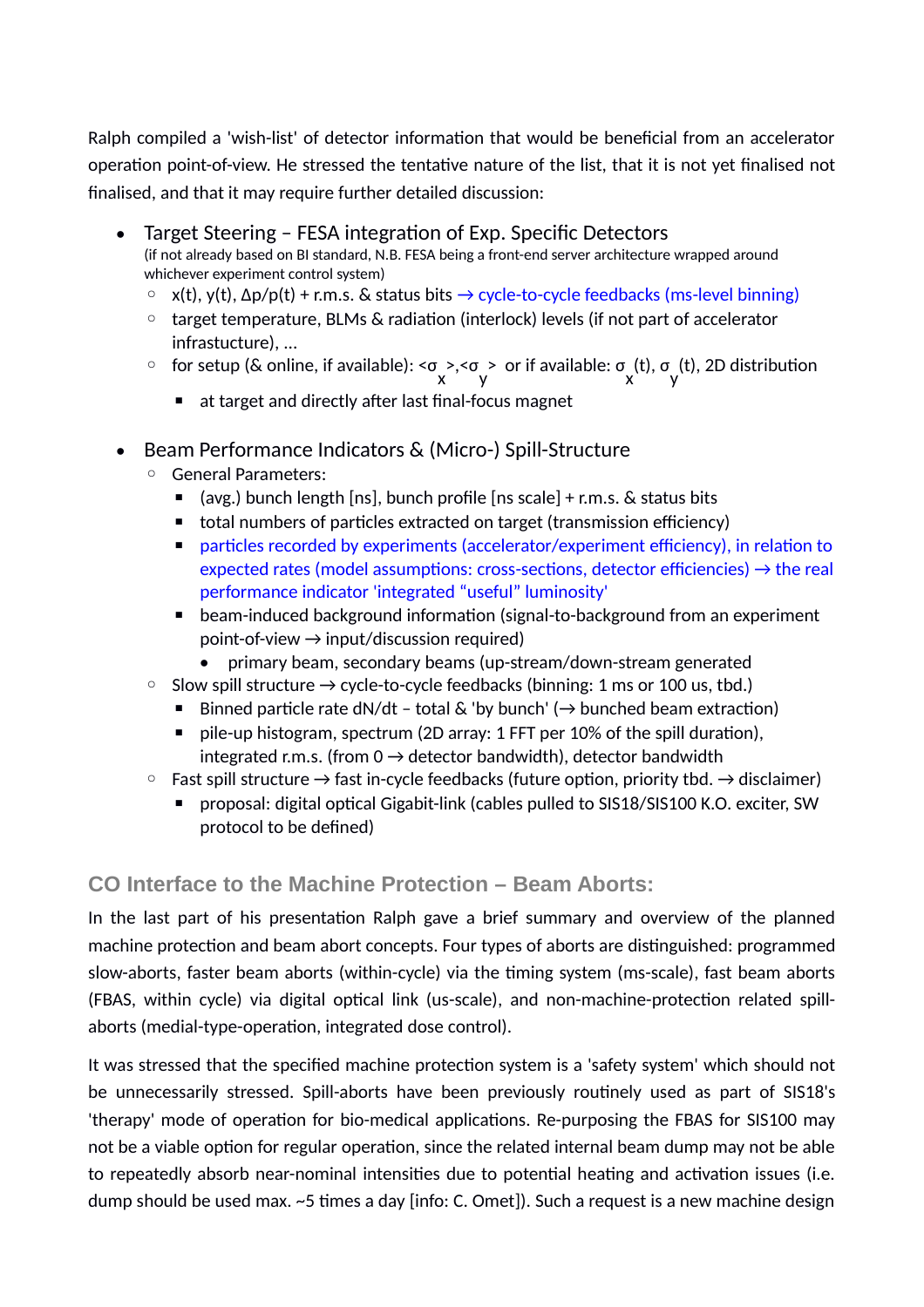Ralph compiled a 'wish-list' of detector information that would be beneficial from an accelerator operation point-of-view. He stressed the tentative nature of the list, that it is not yet finalised not finalised, and that it may require further detailed discussion:

- Target Steering – FESA integration of Exp. Specific Detectors
  (if not already based on BI standard, N.B. FESA being a front-end server architecture wrapped around whichever experiment control system)
  - x(t), y(t), Δp/p(t) + r.m.s. & status bits → cycle-to-cycle feedbacks (ms-level binning)
  - target temperature, BLMs & radiation (interlock) levels (if not part of accelerator infrastructure), ...
  - for setup (& online, if available): $<\sigma_x>$,$<\sigma_y>$ or if available: $\sigma_x(t)$, $\sigma_y(t)$, 2D distribution
    - at target and directly after last final-focus magnet

- Beam Performance Indicators & (Micro-) Spill-Structure
  - General Parameters:
    - (avg.) bunch length [ns], bunch profile [ns scale] + r.m.s. & status bits
    - total numbers of particles extracted on target (transmission efficiency)
    - particles recorded by experiments (accelerator/experiment efficiency), in relation to expected rates (model assumptions: cross-sections, detector efficiencies) → the real performance indicator 'integrated "useful" luminosity'
    - beam-induced background information (signal-to-background from an experiment point-of-view → input/discussion required)
      - primary beam, secondary beams (up-stream/down-stream generated
  - Slow spill structure → cycle-to-cycle feedbacks (binning: 1 ms or 100 us, tbd.)
    - Binned particle rate dN/dt – total & 'by bunch' (→ bunched beam extraction)
    - pile-up histogram, spectrum (2D array: 1 FFT per 10% of the spill duration), integrated r.m.s. (from 0 → detector bandwidth), detector bandwidth
  - Fast spill structure → fast in-cycle feedbacks (future option, priority tbd. → disclaimer)
    - proposal: digital optical Gigabit-link (cables pulled to SIS18/SIS100 K.O. exciter, SW protocol to be defined)

## CO Interface to the Machine Protection – Beam Aborts:

In the last part of his presentation Ralph gave a brief summary and overview of the planned machine protection and beam abort concepts. Four types of aborts are distinguished: programmed slow-aborts, faster beam aborts (within-cycle) via the timing system (ms-scale), fast beam aborts (FBAS, within cycle) via digital optical link (us-scale), and non-machine-protection related spill-aborts (medial-type-operation, integrated dose control).

It was stressed that the specified machine protection system is a 'safety system' which should not be unnecessarily stressed. Spill-aborts have been previously routinely used as part of SIS18's 'therapy' mode of operation for bio-medical applications. Re-purposing the FBAS for SIS100 may not be a viable option for regular operation, since the related internal beam dump may not be able to repeatedly absorb near-nominal intensities due to potential heating and activation issues (i.e. dump should be used max. ~5 times a day [info: C. Omet]). Such a request is a new machine design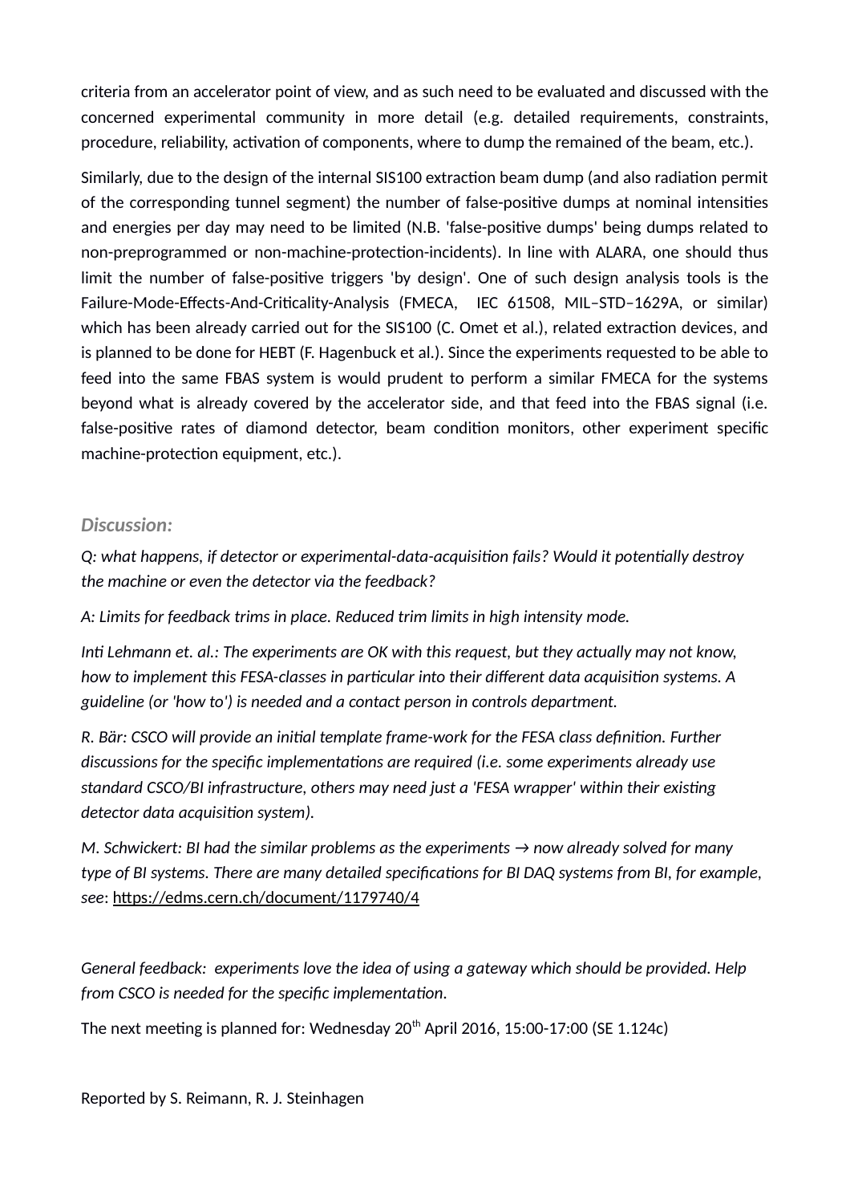criteria from an accelerator point of view, and as such need to be evaluated and discussed with the concerned experimental community in more detail (e.g. detailed requirements, constraints, procedure, reliability, activation of components, where to dump the remained of the beam, etc.).

Similarly, due to the design of the internal SIS100 extraction beam dump (and also radiation permit of the corresponding tunnel segment) the number of false-positive dumps at nominal intensities and energies per day may need to be limited (N.B. 'false-positive dumps' being dumps related to non-preprogrammed or non-machine-protection-incidents). In line with ALARA, one should thus limit the number of false-positive triggers 'by design'. One of such design analysis tools is the Failure-Mode-Effects-And-Criticality-Analysis (FMECA, IEC 61508, MIL–STD–1629A, or similar) which has been already carried out for the SIS100 (C. Omet et al.), related extraction devices, and is planned to be done for HEBT (F. Hagenbuck et al.). Since the experiments requested to be able to feed into the same FBAS system is would prudent to perform a similar FMECA for the systems beyond what is already covered by the accelerator side, and that feed into the FBAS signal (i.e. false-positive rates of diamond detector, beam condition monitors, other experiment specific machine-protection equipment, etc.).

### *Discussion:*

*Q: what happens, if detector or experimental-data-acquisition fails? Would it potentially destroy the machine or even the detector via the feedback?*

*A: Limits for feedback trims in place. Reduced trim limits in high intensity mode.*

*Inti Lehmann et. al.: The experiments are OK with this request, but they actually may not know, how to implement this FESA-classes in particular into their different data acquisition systems. A guideline (or 'how to') is needed and a contact person in controls department.*

*R. Bär: CSCO will provide an initial template frame-work for the FESA class definition. Further discussions for the specific implementations are required (i.e. some experiments already use standard CSCO/BI infrastructure, others may need just a 'FESA wrapper' within their existing detector data acquisition system).*

*M. Schwickert: BI had the similar problems as the experiments → now already solved for many type of BI systems. There are many detailed specifications for BI DAQ systems from BI, for example, see*: https://edms.cern.ch/document/1179740/4

*General feedback: experiments love the idea of using a gateway which should be provided. Help from CSCO is needed for the specific implementation.*

The next meeting is planned for: Wednesday 20th April 2016, 15:00-17:00 (SE 1.124c)

Reported by S. Reimann, R. J. Steinhagen